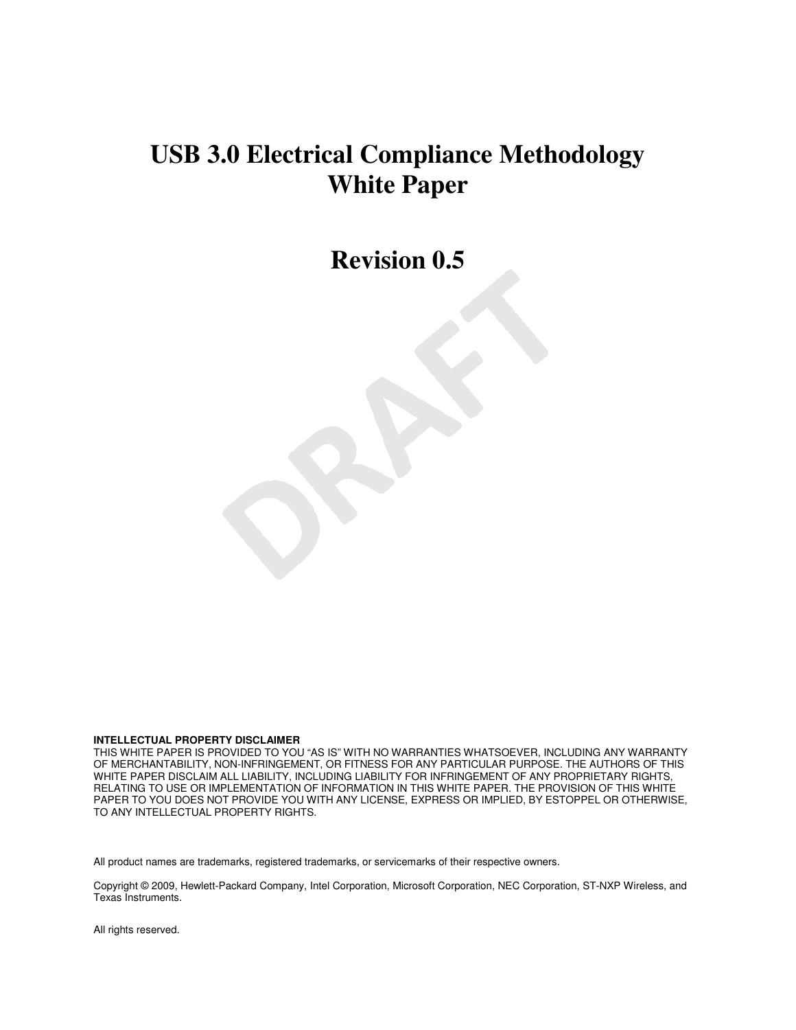# USB 3.0 Electrical Compliance Methodology White Paper

# Revision 0.5

**INTELLECTUAL PROPERTY DISCLAIMER**
THIS WHITE PAPER IS PROVIDED TO YOU "AS IS" WITH NO WARRANTIES WHATSOEVER, INCLUDING ANY WARRANTY OF MERCHANTABILITY, NON-INFRINGEMENT, OR FITNESS FOR ANY PARTICULAR PURPOSE. THE AUTHORS OF THIS WHITE PAPER DISCLAIM ALL LIABILITY, INCLUDING LIABILITY FOR INFRINGEMENT OF ANY PROPRIETARY RIGHTS, RELATING TO USE OR IMPLEMENTATION OF INFORMATION IN THIS WHITE PAPER. THE PROVISION OF THIS WHITE PAPER TO YOU DOES NOT PROVIDE YOU WITH ANY LICENSE, EXPRESS OR IMPLIED, BY ESTOPPEL OR OTHERWISE, TO ANY INTELLECTUAL PROPERTY RIGHTS.

All product names are trademarks, registered trademarks, or servicemarks of their respective owners.

Copyright © 2009, Hewlett-Packard Company, Intel Corporation, Microsoft Corporation, NEC Corporation, ST-NXP Wireless, and Texas Instruments.

All rights reserved.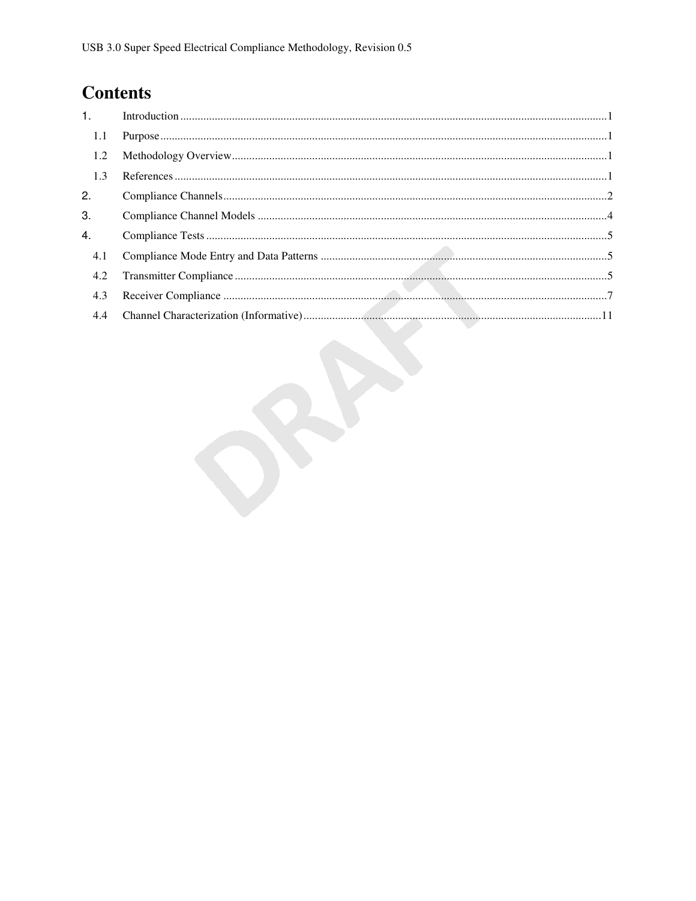# Contents

1. Introduction ... 1
   - 1.1 Purpose ... 1
   - 1.2 Methodology Overview ... 1
   - 1.3 References ... 1
2. Compliance Channels ... 2
3. Compliance Channel Models ... 4
4. Compliance Tests ... 5
   - 4.1 Compliance Mode Entry and Data Patterns ... 5
   - 4.2 Transmitter Compliance ... 5
   - 4.3 Receiver Compliance ... 7
   - 4.4 Channel Characterization (Informative) ... 11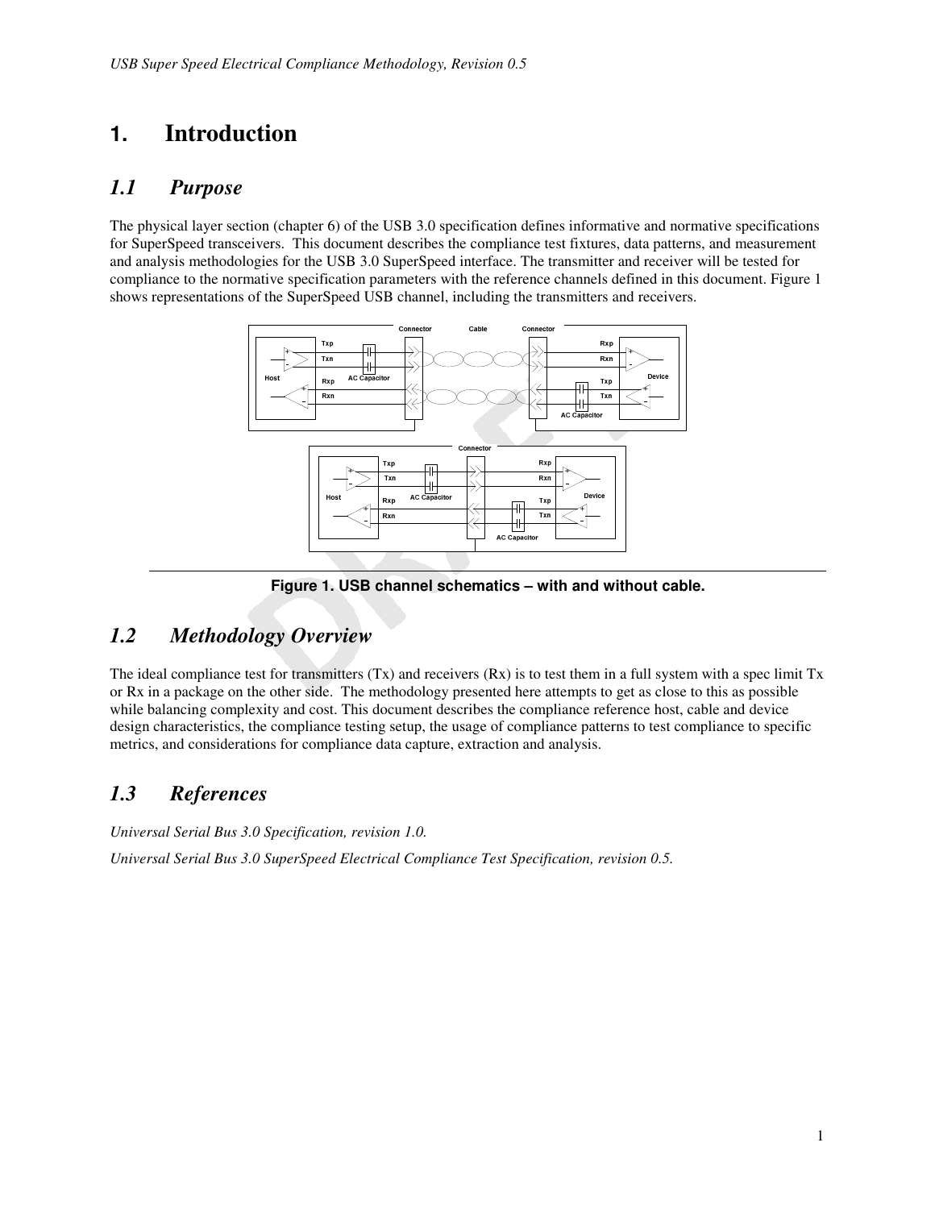# 1. Introduction

## *1.1 Purpose*

The physical layer section (chapter 6) of the USB 3.0 specification defines informative and normative specifications for SuperSpeed transceivers. This document describes the compliance test fixtures, data patterns, and measurement and analysis methodologies for the USB 3.0 SuperSpeed interface. The transmitter and receiver will be tested for compliance to the normative specification parameters with the reference channels defined in this document. Figure 1 shows representations of the SuperSpeed USB channel, including the transmitters and receivers.

**Figure 1. USB channel schematics – with and without cable.**

## *1.2 Methodology Overview*

The ideal compliance test for transmitters (Tx) and receivers (Rx) is to test them in a full system with a spec limit Tx or Rx in a package on the other side. The methodology presented here attempts to get as close to this as possible while balancing complexity and cost. This document describes the compliance reference host, cable and device design characteristics, the compliance testing setup, the usage of compliance patterns to test compliance to specific metrics, and considerations for compliance data capture, extraction and analysis.

## *1.3 References*

*Universal Serial Bus 3.0 Specification, revision 1.0.*

*Universal Serial Bus 3.0 SuperSpeed Electrical Compliance Test Specification, revision 0.5.*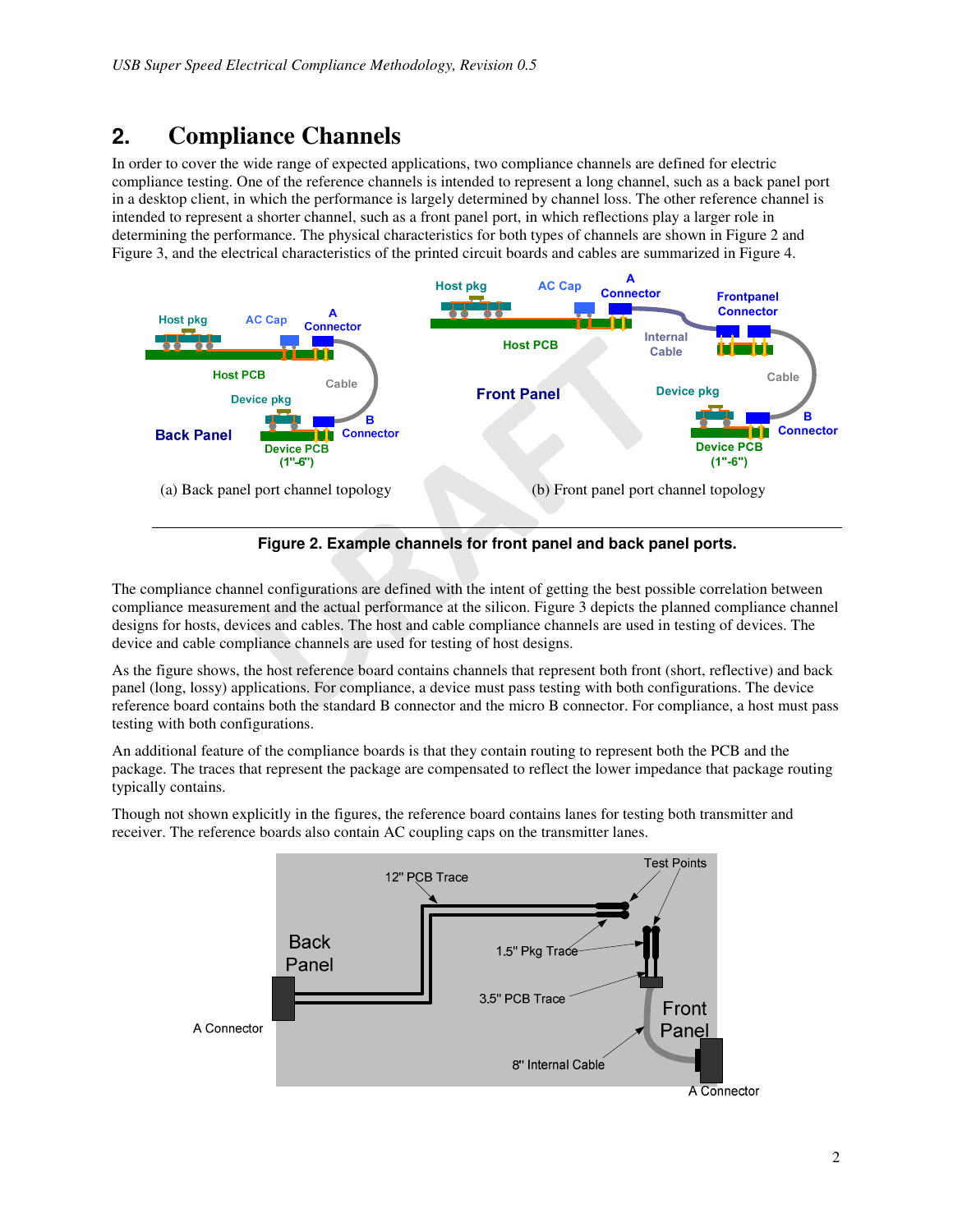# 2. Compliance Channels

In order to cover the wide range of expected applications, two compliance channels are defined for electric compliance testing. One of the reference channels is intended to represent a long channel, such as a back panel port in a desktop client, in which the performance is largely determined by channel loss. The other reference channel is intended to represent a shorter channel, such as a front panel port, in which reflections play a larger role in determining the performance. The physical characteristics for both types of channels are shown in Figure 2 and Figure 3, and the electrical characteristics of the printed circuit boards and cables are summarized in Figure 4.

(a) Back panel port channel topology

(b) Front panel port channel topology

**Figure 2. Example channels for front panel and back panel ports.**

The compliance channel configurations are defined with the intent of getting the best possible correlation between compliance measurement and the actual performance at the silicon. Figure 3 depicts the planned compliance channel designs for hosts, devices and cables. The host and cable compliance channels are used in testing of devices. The device and cable compliance channels are used for testing of host designs.

As the figure shows, the host reference board contains channels that represent both front (short, reflective) and back panel (long, lossy) applications. For compliance, a device must pass testing with both configurations. The device reference board contains both the standard B connector and the micro B connector. For compliance, a host must pass testing with both configurations.

An additional feature of the compliance boards is that they contain routing to represent both the PCB and the package. The traces that represent the package are compensated to reflect the lower impedance that package routing typically contains.

Though not shown explicitly in the figures, the reference board contains lanes for testing both transmitter and receiver. The reference boards also contain AC coupling caps on the transmitter lanes.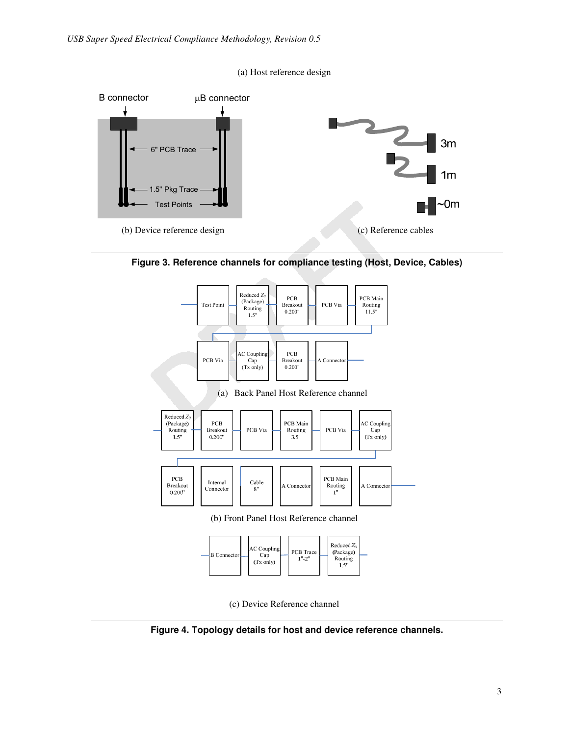(a) Host reference design

B connector

μB connector

6" PCB Trace

1.5" Pkg Trace

Test Points

3m

1m

~0m

(b) Device reference design

(c) Reference cables

**Figure 3. Reference channels for compliance testing (Host, Device, Cables)**

Test Point — Reduced $Z_0$ (Package) Routing 1.5" — PCB Breakout 0.200" — PCB Via — PCB Main Routing 11.5" — PCB Via — AC Coupling Cap (Tx only) — PCB Breakout 0.200" — A Connector

(a) Back Panel Host Reference channel

Reduced $Z_0$ (Package) Routing 1.5" — PCB Breakout 0.200" — PCB Via — PCB Main Routing 3.5" — PCB Via — AC Coupling Cap (Tx only) — PCB Breakout 0.200" — Internal Connector — Cable 8" — A Connector — PCB Main Routing 1" — A Connector

(b) Front Panel Host Reference channel

B Connector — AC Coupling Cap (Tx only) — PCB Trace 1"-2" — Reduced $Z_0$ (Package) Routing 1.5"

(c) Device Reference channel

**Figure 4. Topology details for host and device reference channels.**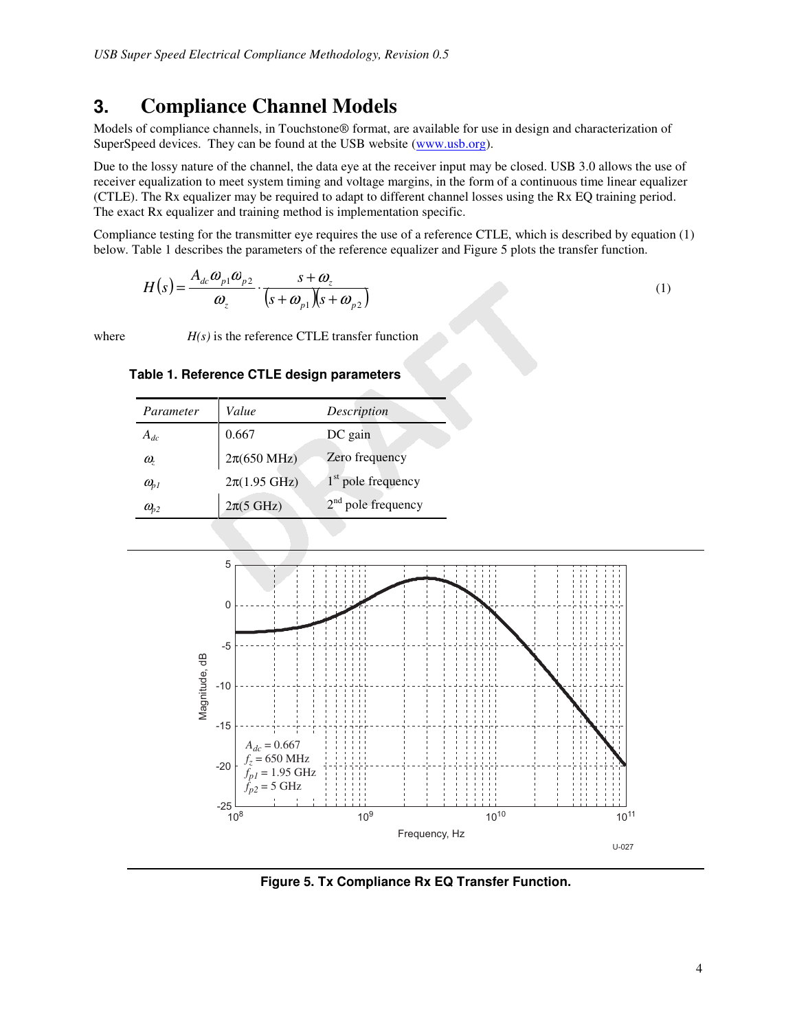# 3. Compliance Channel Models

Models of compliance channels, in Touchstone® format, are available for use in design and characterization of SuperSpeed devices. They can be found at the USB website (www.usb.org).

Due to the lossy nature of the channel, the data eye at the receiver input may be closed. USB 3.0 allows the use of receiver equalization to meet system timing and voltage margins, in the form of a continuous time linear equalizer (CTLE). The Rx equalizer may be required to adapt to different channel losses using the Rx EQ training period. The exact Rx equalizer and training method is implementation specific.

Compliance testing for the transmitter eye requires the use of a reference CTLE, which is described by equation (1) below. Table 1 describes the parameters of the reference equalizer and Figure 5 plots the transfer function.

$$H(s) = \frac{A_{dc}\omega_{p1}\omega_{p2}}{\omega_z} \cdot \frac{s+\omega_z}{(s+\omega_{p1})(s+\omega_{p2})} \tag{1}$$

where $H(s)$ is the reference CTLE transfer function

**Table 1. Reference CTLE design parameters**

| *Parameter* | *Value* | *Description* |
|---|---|---|
| $A_{dc}$ | 0.667 | DC gain |
| $\omega_z$ | $2\pi$(650 MHz) | Zero frequency |
| $\omega_{p1}$ | $2\pi$(1.95 GHz) | 1st pole frequency |
| $\omega_{p2}$ | $2\pi$(5 GHz) | 2nd pole frequency |

**Figure 5. Tx Compliance Rx EQ Transfer Function.**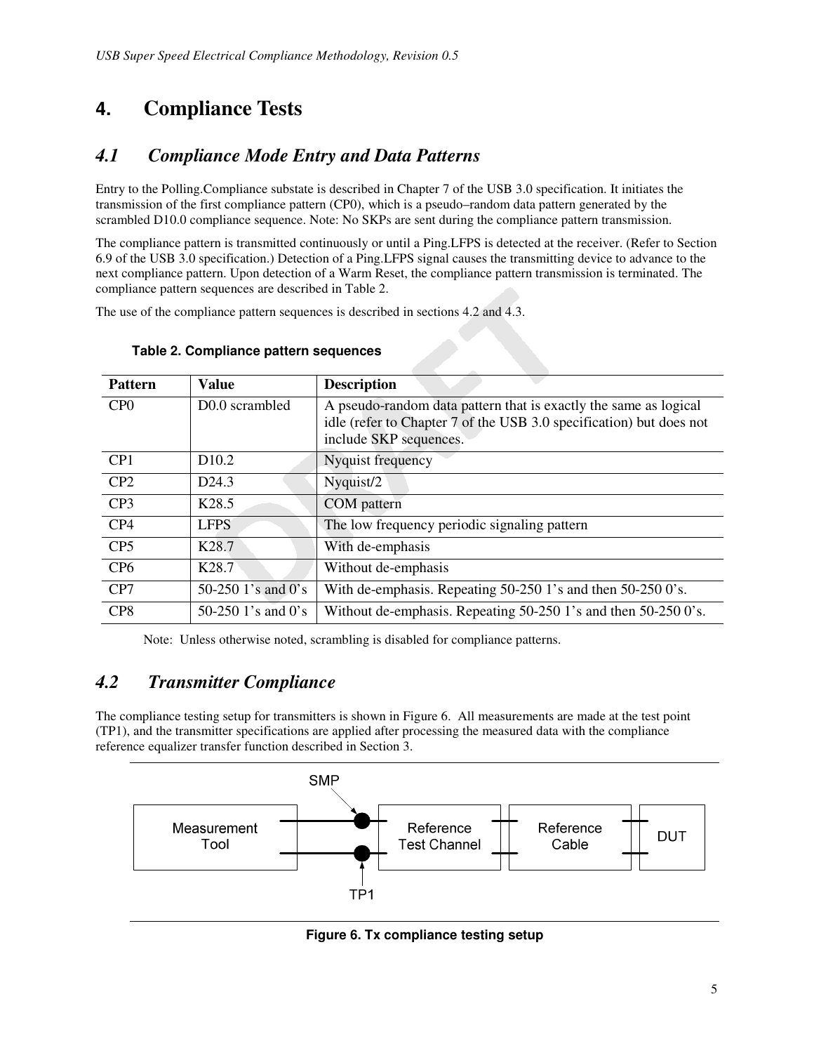// USB Super Speed Electrical Compliance Methodology, Revision 0.5 omitted as header

# 4. Compliance Tests

## 4.1 Compliance Mode Entry and Data Patterns

Entry to the Polling.Compliance substate is described in Chapter 7 of the USB 3.0 specification. It initiates the transmission of the first compliance pattern (CP0), which is a pseudo–random data pattern generated by the scrambled D10.0 compliance sequence. Note: No SKPs are sent during the compliance pattern transmission.

The compliance pattern is transmitted continuously or until a Ping.LFPS is detected at the receiver. (Refer to Section 6.9 of the USB 3.0 specification.) Detection of a Ping.LFPS signal causes the transmitting device to advance to the next compliance pattern. Upon detection of a Warm Reset, the compliance pattern transmission is terminated. The compliance pattern sequences are described in Table 2.

The use of the compliance pattern sequences is described in sections 4.2 and 4.3.

**Table 2. Compliance pattern sequences**

| Pattern | Value | Description |
|---|---|---|
| CP0 | D0.0 scrambled | A pseudo-random data pattern that is exactly the same as logical idle (refer to Chapter 7 of the USB 3.0 specification) but does not include SKP sequences. |
| CP1 | D10.2 | Nyquist frequency |
| CP2 | D24.3 | Nyquist/2 |
| CP3 | K28.5 | COM pattern |
| CP4 | LFPS | The low frequency periodic signaling pattern |
| CP5 | K28.7 | With de-emphasis |
| CP6 | K28.7 | Without de-emphasis |
| CP7 | 50-250 1's and 0's | With de-emphasis. Repeating 50-250 1's and then 50-250 0's. |
| CP8 | 50-250 1's and 0's | Without de-emphasis. Repeating 50-250 1's and then 50-250 0's. |

Note: Unless otherwise noted, scrambling is disabled for compliance patterns.

## 4.2 Transmitter Compliance

The compliance testing setup for transmitters is shown in Figure 6. All measurements are made at the test point (TP1), and the transmitter specifications are applied after processing the measured data with the compliance reference equalizer transfer function described in Section 3.

SMP

Measurement Tool | Reference Test Channel | Reference Cable | DUT

TP1

**Figure 6. Tx compliance testing setup**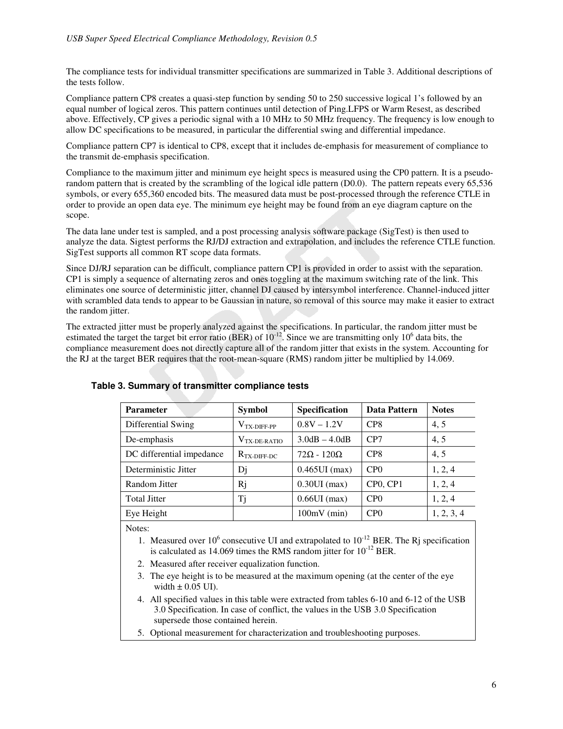The compliance tests for individual transmitter specifications are summarized in Table 3. Additional descriptions of the tests follow.

Compliance pattern CP8 creates a quasi-step function by sending 50 to 250 successive logical 1's followed by an equal number of logical zeros. This pattern continues until detection of Ping.LFPS or Warm Resest, as described above. Effectively, CP gives a periodic signal with a 10 MHz to 50 MHz frequency. The frequency is low enough to allow DC specifications to be measured, in particular the differential swing and differential impedance.

Compliance pattern CP7 is identical to CP8, except that it includes de-emphasis for measurement of compliance to the transmit de-emphasis specification.

Compliance to the maximum jitter and minimum eye height specs is measured using the CP0 pattern. It is a pseudo-random pattern that is created by the scrambling of the logical idle pattern (D0.0). The pattern repeats every 65,536 symbols, or every 655,360 encoded bits. The measured data must be post-processed through the reference CTLE in order to provide an open data eye. The minimum eye height may be found from an eye diagram capture on the scope.

The data lane under test is sampled, and a post processing analysis software package (SigTest) is then used to analyze the data. Sigtest performs the RJ/DJ extraction and extrapolation, and includes the reference CTLE function. SigTest supports all common RT scope data formats.

Since DJ/RJ separation can be difficult, compliance pattern CP1 is provided in order to assist with the separation. CP1 is simply a sequence of alternating zeros and ones toggling at the maximum switching rate of the link. This eliminates one source of deterministic jitter, channel DJ caused by intersymbol interference. Channel-induced jitter with scrambled data tends to appear to be Gaussian in nature, so removal of this source may make it easier to extract the random jitter.

The extracted jitter must be properly analyzed against the specifications. In particular, the random jitter must be estimated the target the target bit error ratio (BER) of $10^{-12}$. Since we are transmitting only $10^{6}$ data bits, the compliance measurement does not directly capture all of the random jitter that exists in the system. Accounting for the RJ at the target BER requires that the root-mean-square (RMS) random jitter be multiplied by 14.069.

**Table 3. Summary of transmitter compliance tests**

| Parameter | Symbol | Specification | Data Pattern | Notes |
|---|---|---|---|---|
| Differential Swing | $V_{TX\text{-}DIFF\text{-}PP}$ | 0.8V – 1.2V | CP8 | 4, 5 |
| De-emphasis | $V_{TX\text{-}DE\text{-}RATIO}$ | 3.0dB – 4.0dB | CP7 | 4, 5 |
| DC differential impedance | $R_{TX\text{-}DIFF\text{-}DC}$ | 72Ω - 120Ω | CP8 | 4, 5 |
| Deterministic Jitter | Dj | 0.465UI (max) | CP0 | 1, 2, 4 |
| Random Jitter | Rj | 0.30UI (max) | CP0, CP1 | 1, 2, 4 |
| Total Jitter | Tj | 0.66UI (max) | CP0 | 1, 2, 4 |
| Eye Height | | 100mV (min) | CP0 | 1, 2, 3, 4 |

Notes:

1. Measured over $10^{6}$ consecutive UI and extrapolated to $10^{-12}$ BER. The Rj specification is calculated as 14.069 times the RMS random jitter for $10^{-12}$ BER.
2. Measured after receiver equalization function.
3. The eye height is to be measured at the maximum opening (at the center of the eye width ± 0.05 UI).
4. All specified values in this table were extracted from tables 6-10 and 6-12 of the USB 3.0 Specification. In case of conflict, the values in the USB 3.0 Specification supersede those contained herein.
5. Optional measurement for characterization and troubleshooting purposes.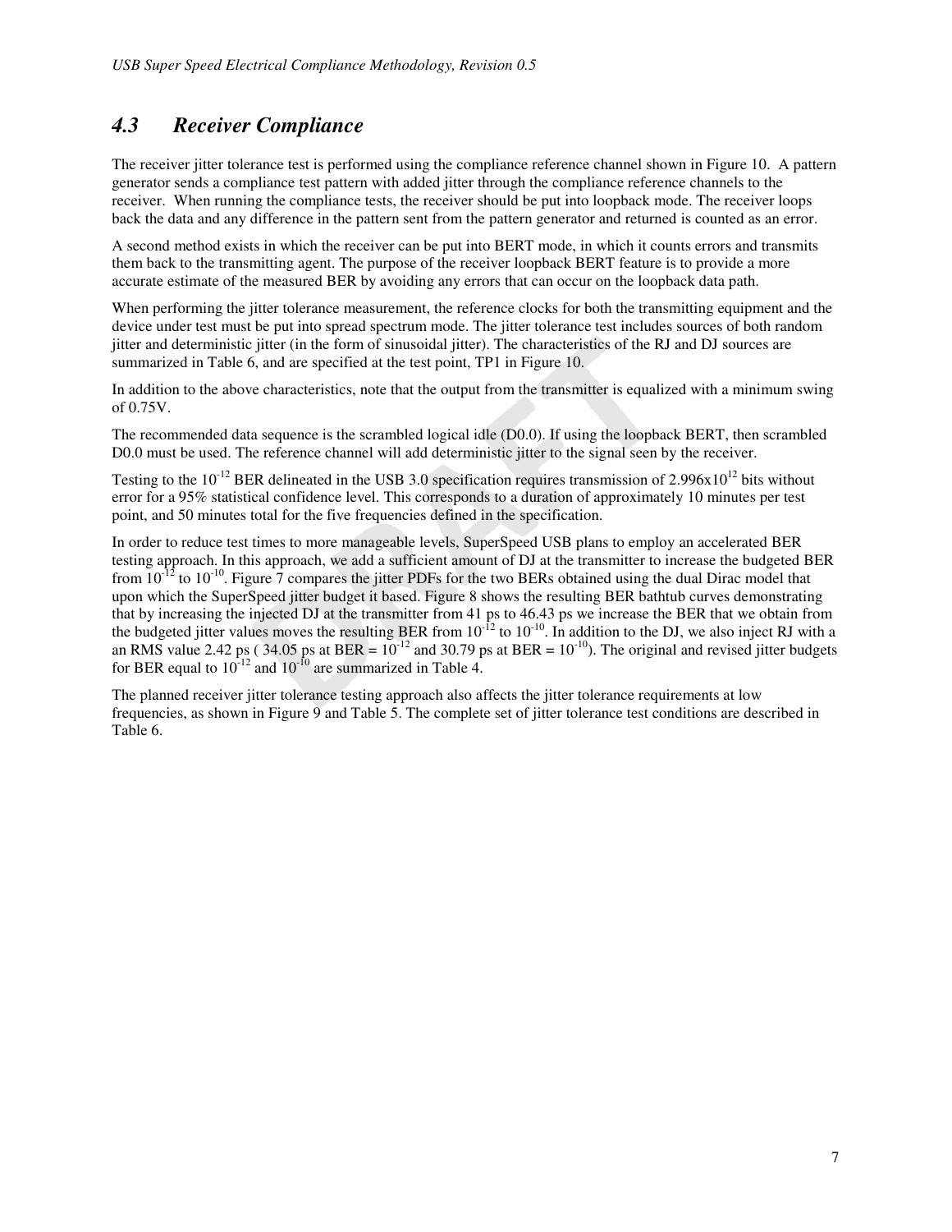## *4.3 Receiver Compliance*

The receiver jitter tolerance test is performed using the compliance reference channel shown in Figure 10. A pattern generator sends a compliance test pattern with added jitter through the compliance reference channels to the receiver. When running the compliance tests, the receiver should be put into loopback mode. The receiver loops back the data and any difference in the pattern sent from the pattern generator and returned is counted as an error.

A second method exists in which the receiver can be put into BERT mode, in which it counts errors and transmits them back to the transmitting agent. The purpose of the receiver loopback BERT feature is to provide a more accurate estimate of the measured BER by avoiding any errors that can occur on the loopback data path.

When performing the jitter tolerance measurement, the reference clocks for both the transmitting equipment and the device under test must be put into spread spectrum mode. The jitter tolerance test includes sources of both random jitter and deterministic jitter (in the form of sinusoidal jitter). The characteristics of the RJ and DJ sources are summarized in Table 6, and are specified at the test point, TP1 in Figure 10.

In addition to the above characteristics, note that the output from the transmitter is equalized with a minimum swing of 0.75V.

The recommended data sequence is the scrambled logical idle (D0.0). If using the loopback BERT, then scrambled D0.0 must be used. The reference channel will add deterministic jitter to the signal seen by the receiver.

Testing to the $10^{-12}$ BER delineated in the USB 3.0 specification requires transmission of $2.996 \times 10^{12}$ bits without error for a 95% statistical confidence level. This corresponds to a duration of approximately 10 minutes per test point, and 50 minutes total for the five frequencies defined in the specification.

In order to reduce test times to more manageable levels, SuperSpeed USB plans to employ an accelerated BER testing approach. In this approach, we add a sufficient amount of DJ at the transmitter to increase the budgeted BER from $10^{-12}$ to $10^{-10}$. Figure 7 compares the jitter PDFs for the two BERs obtained using the dual Dirac model that upon which the SuperSpeed jitter budget it based. Figure 8 shows the resulting BER bathtub curves demonstrating that by increasing the injected DJ at the transmitter from 41 ps to 46.43 ps we increase the BER that we obtain from the budgeted jitter values moves the resulting BER from $10^{-12}$ to $10^{-10}$. In addition to the DJ, we also inject RJ with a an RMS value 2.42 ps ( 34.05 ps at BER = $10^{-12}$ and 30.79 ps at BER = $10^{-10}$). The original and revised jitter budgets for BER equal to $10^{-12}$ and $10^{-10}$ are summarized in Table 4.

The planned receiver jitter tolerance testing approach also affects the jitter tolerance requirements at low frequencies, as shown in Figure 9 and Table 5. The complete set of jitter tolerance test conditions are described in Table 6.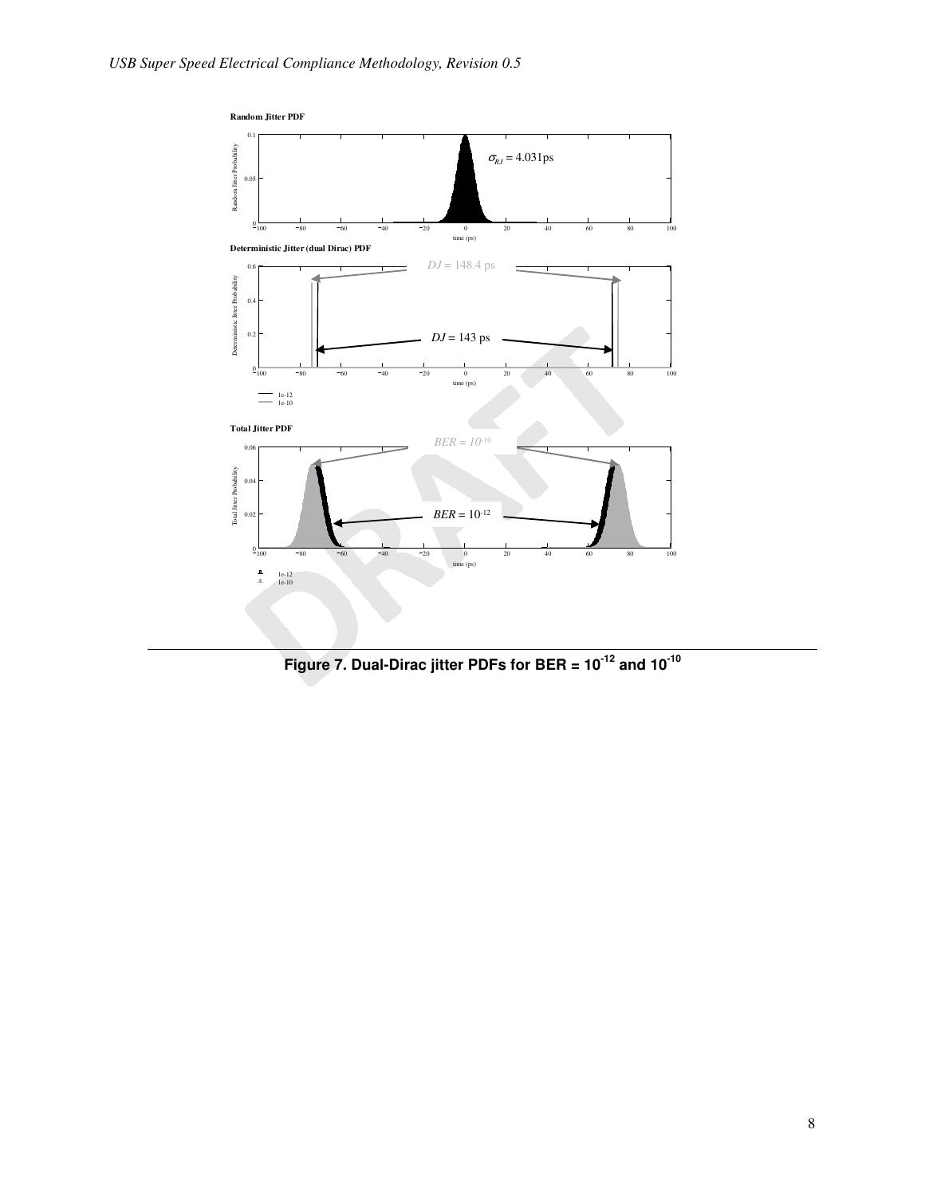**Random Jitter PDF**

$\sigma_{RJ} = 4.031\text{ps}$

**Deterministic Jitter (dual Dirac) PDF**

$DJ = 148.4$ ps

$DJ = 143$ ps

1e-12
1e-10

**Total Jitter PDF**

$BER = 10^{-10}$

$BER = 10^{-12}$

1e-12
1e-10

**Figure 7. Dual-Dirac jitter PDFs for BER = $10^{-12}$ and $10^{-10}$**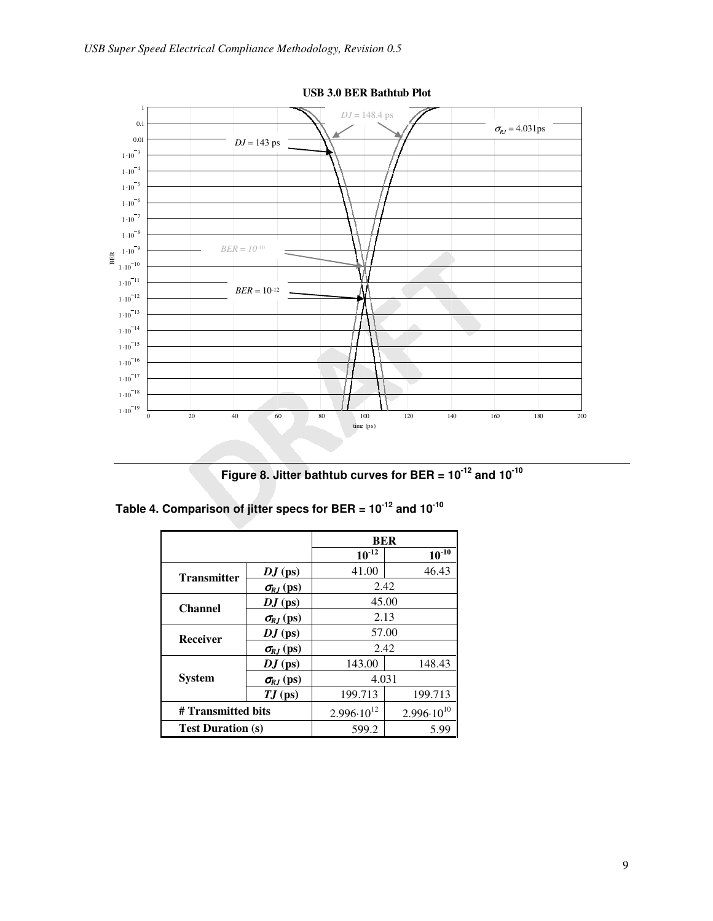Figure 8. Jitter bathtub curves for BER = $10^{-12}$ and $10^{-10}$

**Table 4. Comparison of jitter specs for BER = $10^{-12}$ and $10^{-10}$**

| | | BER | |
|---|---|---|---|
| | | $10^{-12}$ | $10^{-10}$ |
| **Transmitter** | ***DJ* (ps)** | 41.00 | 46.43 |
| | **$\sigma_{RJ}$ (ps)** | 2.42 | |
| **Channel** | ***DJ* (ps)** | 45.00 | |
| | **$\sigma_{RJ}$ (ps)** | 2.13 | |
| **Receiver** | ***DJ* (ps)** | 57.00 | |
| | **$\sigma_{RJ}$ (ps)** | 2.42 | |
| **System** | ***DJ* (ps)** | 143.00 | 148.43 |
| | **$\sigma_{RJ}$ (ps)** | 4.031 | |
| | ***TJ* (ps)** | 199.713 | 199.713 |
| **# Transmitted bits** | | $2.996 \cdot 10^{12}$ | $2.996 \cdot 10^{10}$ |
| **Test Duration (s)** | | 599.2 | 5.99 |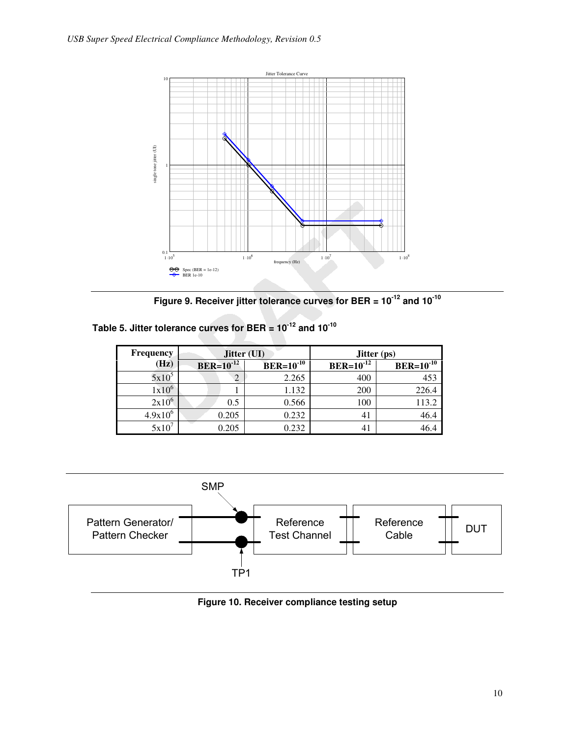Figure 9. Receiver jitter tolerance curves for BER = $10^{-12}$ and $10^{-10}$

**Table 5. Jitter tolerance curves for BER = $10^{-12}$ and $10^{-10}$**

| Frequency (Hz) | Jitter (UI) | | Jitter (ps) | |
|---|---|---|---|---|
| | BER=$10^{-12}$ | BER=$10^{-10}$ | BER=$10^{-12}$ | BER=$10^{-10}$ |
| $5x10^5$ | 2 | 2.265 | 400 | 453 |
| $1x10^6$ | 1 | 1.132 | 200 | 226.4 |
| $2x10^6$ | 0.5 | 0.566 | 100 | 113.2 |
| $4.9x10^6$ | 0.205 | 0.232 | 41 | 46.4 |
| $5x10^7$ | 0.205 | 0.232 | 41 | 46.4 |

Figure 10. Receiver compliance testing setup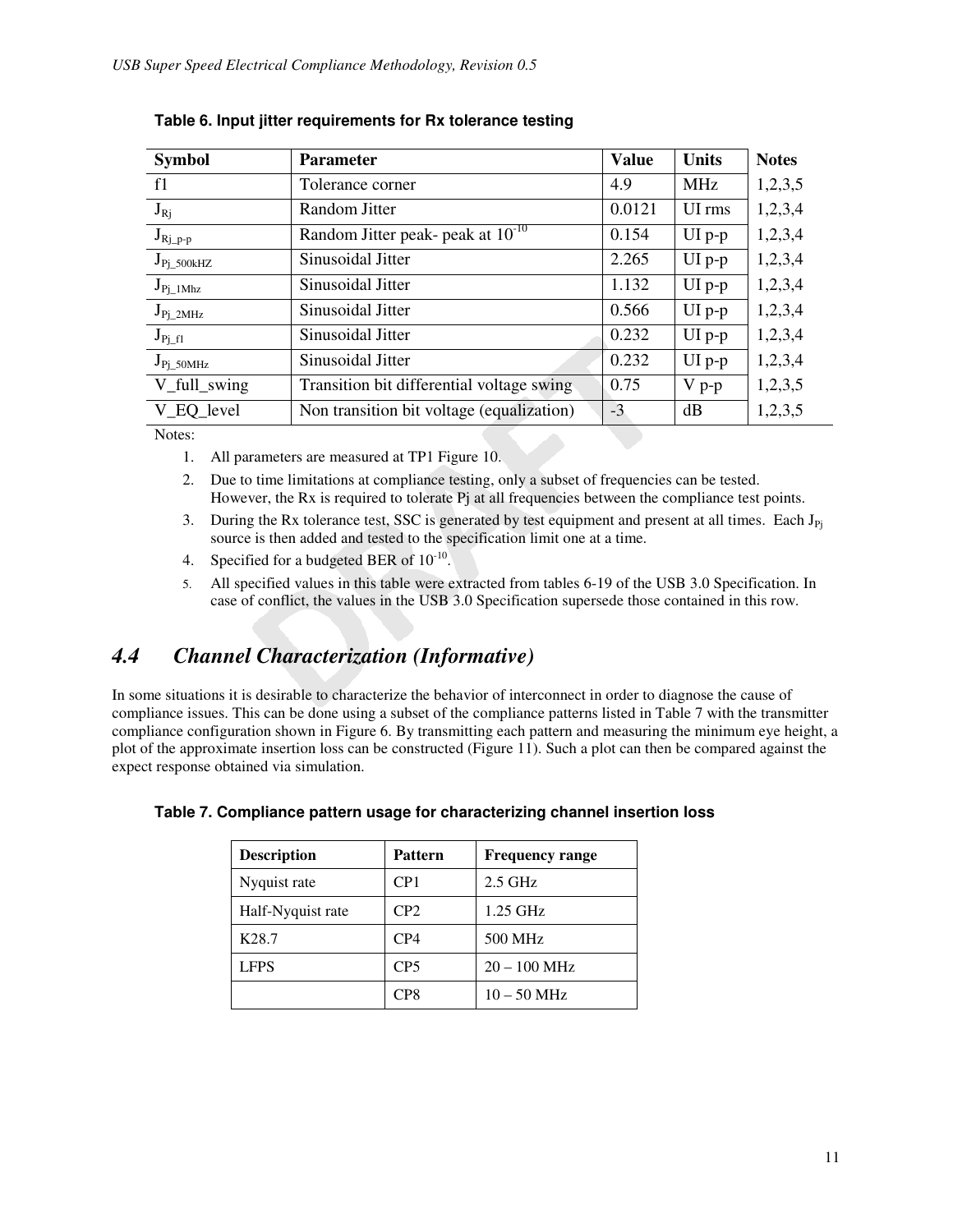**Table 6. Input jitter requirements for Rx tolerance testing**

| Symbol | Parameter | Value | Units | Notes |
| --- | --- | --- | --- | --- |
| f1 | Tolerance corner | 4.9 | MHz | 1,2,3,5 |
| $J_{Rj}$ | Random Jitter | 0.0121 | UI rms | 1,2,3,4 |
| $J_{Rj\_p\text{-}p}$ | Random Jitter peak- peak at $10^{-10}$ | 0.154 | UI p-p | 1,2,3,4 |
| $J_{Pj\_500kHZ}$ | Sinusoidal Jitter | 2.265 | UI p-p | 1,2,3,4 |
| $J_{Pj\_1Mhz}$ | Sinusoidal Jitter | 1.132 | UI p-p | 1,2,3,4 |
| $J_{Pj\_2MHz}$ | Sinusoidal Jitter | 0.566 | UI p-p | 1,2,3,4 |
| $J_{Pj\_f1}$ | Sinusoidal Jitter | 0.232 | UI p-p | 1,2,3,4 |
| $J_{Pj\_50MHz}$ | Sinusoidal Jitter | 0.232 | UI p-p | 1,2,3,4 |
| V_full_swing | Transition bit differential voltage swing | 0.75 | V p-p | 1,2,3,5 |
| V_EQ_level | Non transition bit voltage (equalization) | -3 | dB | 1,2,3,5 |

Notes:

1. All parameters are measured at TP1 Figure 10.
2. Due to time limitations at compliance testing, only a subset of frequencies can be tested. However, the Rx is required to tolerate Pj at all frequencies between the compliance test points.
3. During the Rx tolerance test, SSC is generated by test equipment and present at all times. Each $J_{Pj}$ source is then added and tested to the specification limit one at a time.
4. Specified for a budgeted BER of $10^{-10}$.
5. All specified values in this table were extracted from tables 6-19 of the USB 3.0 Specification. In case of conflict, the values in the USB 3.0 Specification supersede those contained in this row.

## *4.4 Channel Characterization (Informative)*

In some situations it is desirable to characterize the behavior of interconnect in order to diagnose the cause of compliance issues. This can be done using a subset of the compliance patterns listed in Table 7 with the transmitter compliance configuration shown in Figure 6. By transmitting each pattern and measuring the minimum eye height, a plot of the approximate insertion loss can be constructed (Figure 11). Such a plot can then be compared against the expect response obtained via simulation.

**Table 7. Compliance pattern usage for characterizing channel insertion loss**

| Description | Pattern | Frequency range |
| --- | --- | --- |
| Nyquist rate | CP1 | 2.5 GHz |
| Half-Nyquist rate | CP2 | 1.25 GHz |
| K28.7 | CP4 | 500 MHz |
| LFPS | CP5 | 20 – 100 MHz |
| | CP8 | 10 – 50 MHz |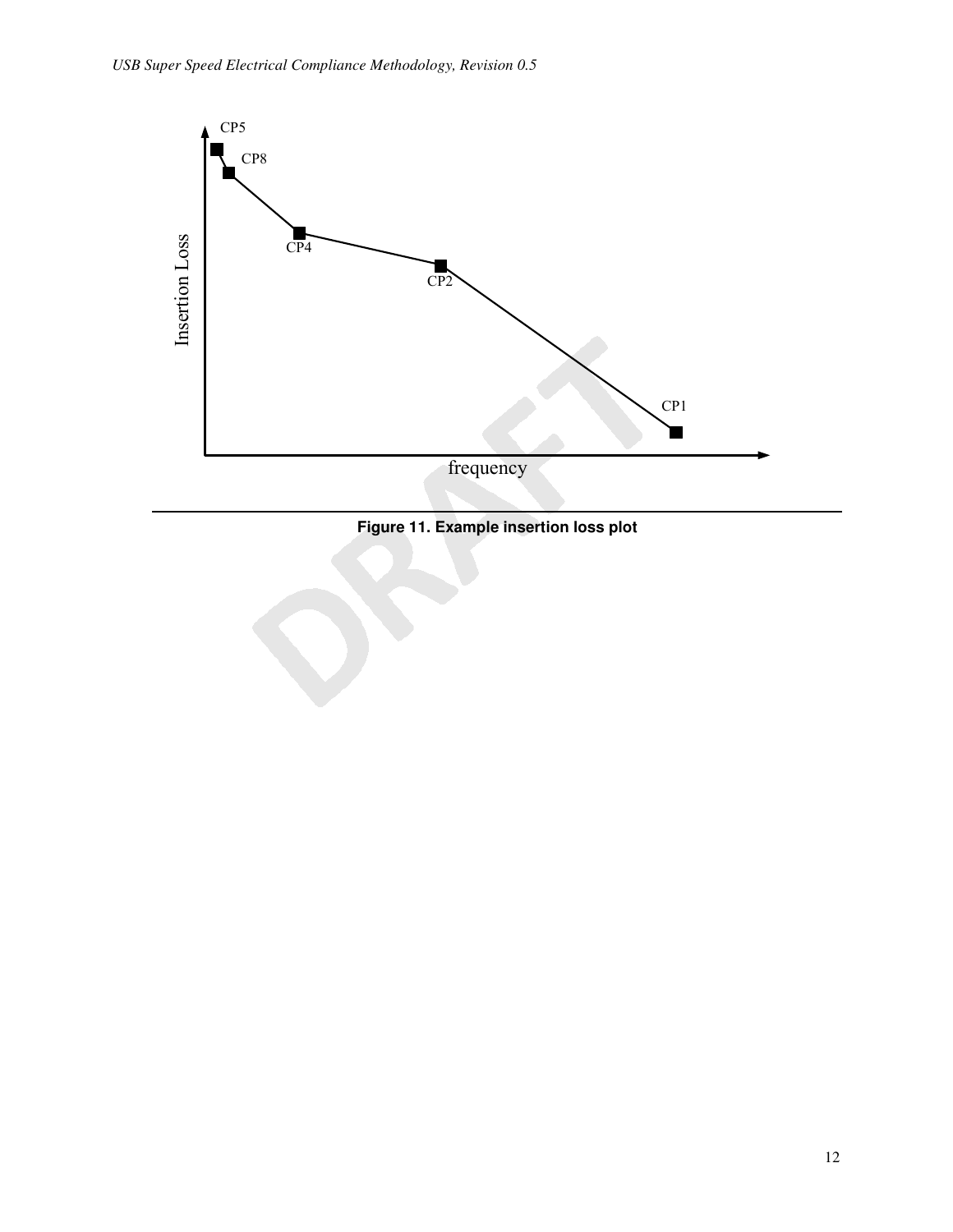CP5

CP8

CP4

CP2

CP1

Insertion Loss

frequency

**Figure 11. Example insertion loss plot**